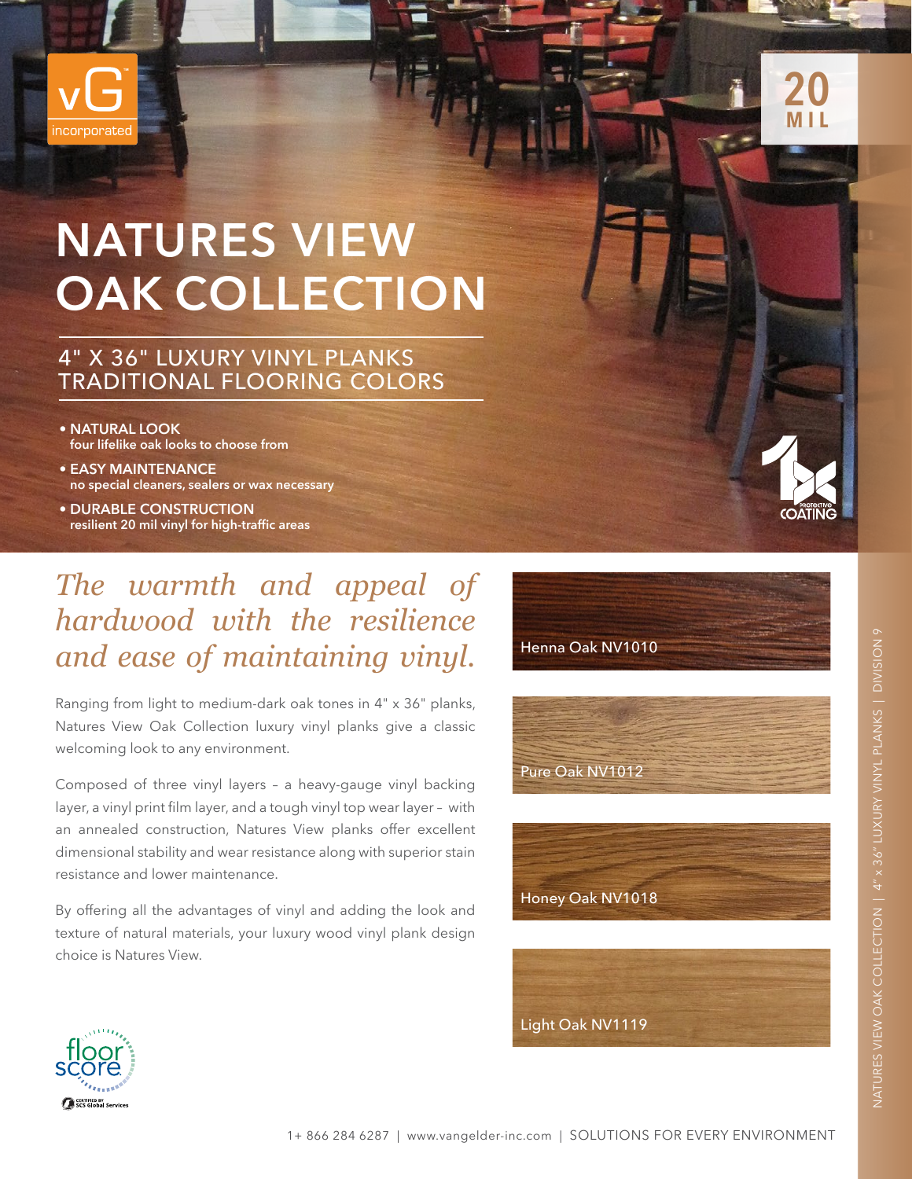vG incorporated

20 MIL

# NATURES VIEW OAK COLLECTION

## 4" X 36" LUXURY VINYL PLANKS TRADITIONAL FLOORING COLORS

- **NATURAL LOOK**
  **four lifelike oak looks to choose from**
- **EASY MAINTENANCE**
  **no special cleaners, sealers or wax necessary**
- **DURABLE CONSTRUCTION**
  **resilient 20 mil vinyl for high-traffic areas**

PROTECTIVE COATING

*The warmth and appeal of hardwood with the resilience and ease of maintaining vinyl.*

Ranging from light to medium-dark oak tones in 4" x 36" planks, Natures View Oak Collection luxury vinyl planks give a classic welcoming look to any environment.

Composed of three vinyl layers – a heavy-gauge vinyl backing layer, a vinyl print film layer, and a tough vinyl top wear layer – with an annealed construction, Natures View planks offer excellent dimensional stability and wear resistance along with superior stain resistance and lower maintenance.

By offering all the advantages of vinyl and adding the look and texture of natural materials, your luxury wood vinyl plank design choice is Natures View.

Henna Oak NV1010

Pure Oak NV1012

Honey Oak NV1018

Light Oak NV1119

floor score
CERTIFIED BY SCS Global Services

NATURES VIEW OAK COLLECTION | 4" x 36" LUXURY VINYL PLANKS | DIVISION 9

1+ 866 284 6287 | www.vangelder-inc.com | SOLUTIONS FOR EVERY ENVIRONMENT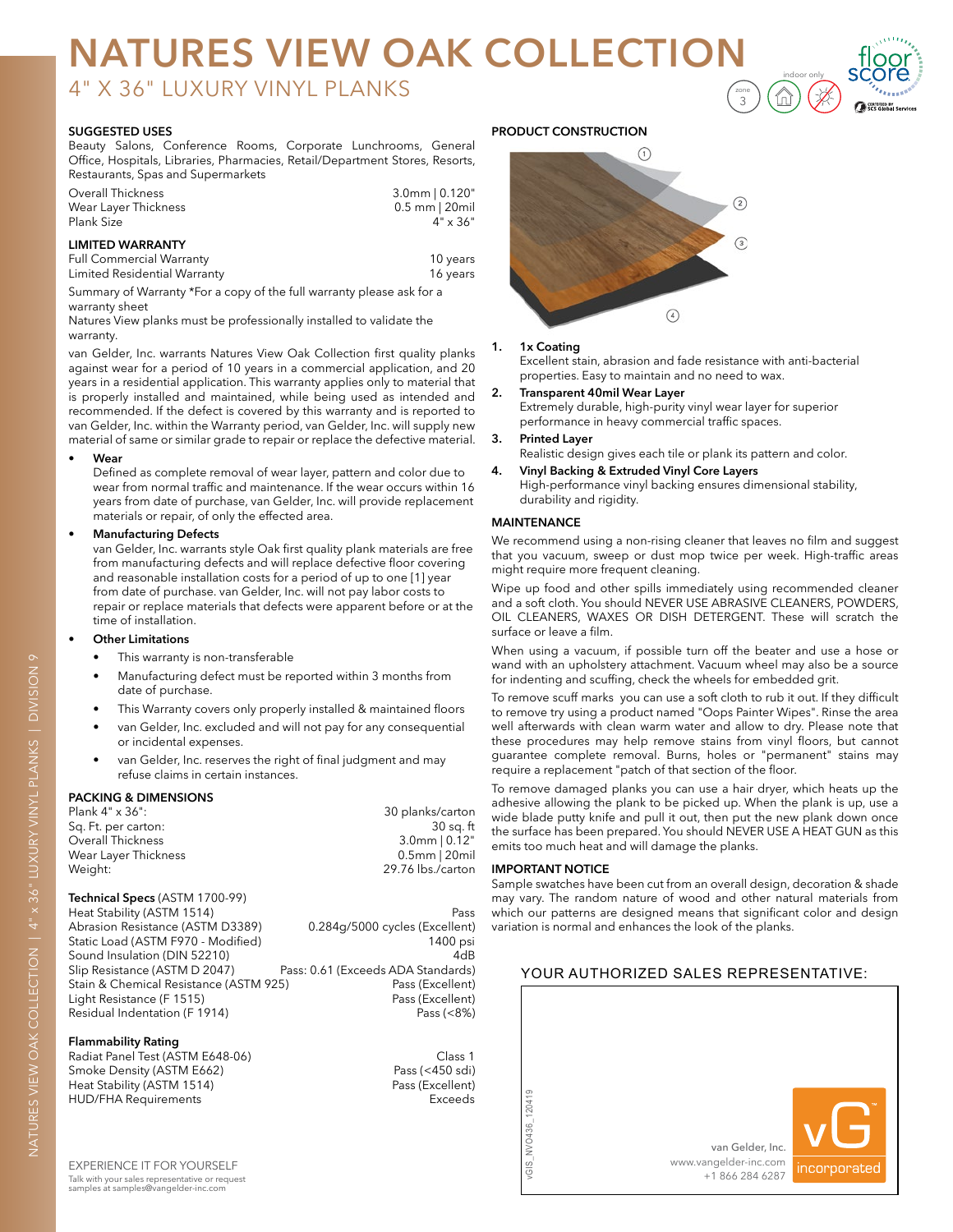# NATURES VIEW OAK COLLECTION

## 4" X 36" LUXURY VINYL PLANKS

zone 3 | indoor only | floor score | CERTIFIED BY SCS Global Services

### SUGGESTED USES

Beauty Salons, Conference Rooms, Corporate Lunchrooms, General Office, Hospitals, Libraries, Pharmacies, Retail/Department Stores, Resorts, Restaurants, Spas and Supermarkets

| | |
|---|---|
| Overall Thickness | 3.0mm \| 0.120" |
| Wear Layer Thickness | 0.5 mm \| 20mil |
| Plank Size | 4" x 36" |

### LIMITED WARRANTY

| | |
|---|---|
| Full Commercial Warranty | 10 years |
| Limited Residential Warranty | 16 years |

Summary of Warranty *For a copy of the full warranty please ask for a warranty sheet

Natures View planks must be professionally installed to validate the warranty.

van Gelder, Inc. warrants Natures View Oak Collection first quality planks against wear for a period of 10 years in a commercial application, and 20 years in a residential application. This warranty applies only to material that is properly installed and maintained, while being used as intended and recommended. If the defect is covered by this warranty and is reported to van Gelder, Inc. within the Warranty period, van Gelder, Inc. will supply new material of same or similar grade to repair or replace the defective material.

- **Wear**
  Defined as complete removal of wear layer, pattern and color due to wear from normal traffic and maintenance. If the wear occurs within 16 years from date of purchase, van Gelder, Inc. will provide replacement materials or repair, of only the effected area.
- **Manufacturing Defects**
  van Gelder, Inc. warrants style Oak first quality plank materials are free from manufacturing defects and will replace defective floor covering and reasonable installation costs for a period of up to one [1] year from date of purchase. van Gelder, Inc. will not pay labor costs to repair or replace materials that defects were apparent before or at the time of installation.
- **Other Limitations**
  - This warranty is non-transferable
  - Manufacturing defect must be reported within 3 months from date of purchase.
  - This Warranty covers only properly installed & maintained floors
  - van Gelder, Inc. excluded and will not pay for any consequential or incidental expenses.
  - van Gelder, Inc. reserves the right of final judgment and may refuse claims in certain instances.

### PACKING & DIMENSIONS

| | |
|---|---|
| Plank 4" x 36": | 30 planks/carton |
| Sq. Ft. per carton: | 30 sq. ft |
| Overall Thickness | 3.0mm \| 0.12" |
| Wear Layer Thickness | 0.5mm \| 20mil |
| Weight: | 29.76 lbs./carton |

**Technical Specs** (ASTM 1700-99)

| | |
|---|---|
| Heat Stability (ASTM 1514) | Pass |
| Abrasion Resistance (ASTM D3389) | 0.284g/5000 cycles (Excellent) |
| Static Load (ASTM F970 - Modified) | 1400 psi |
| Sound Insulation (DIN 52210) | 4dB |
| Slip Resistance (ASTM D 2047) | Pass: 0.61 (Exceeds ADA Standards) |
| Stain & Chemical Resistance (ASTM 925) | Pass (Excellent) |
| Light Resistance (F 1515) | Pass (Excellent) |
| Residual Indentation (F 1914) | Pass (<8%) |

**Flammability Rating**

| | |
|---|---|
| Radiat Panel Test (ASTM E648-06) | Class 1 |
| Smoke Density (ASTM E662) | Pass (<450 sdi) |
| Heat Stability (ASTM 1514) | Pass (Excellent) |
| HUD/FHA Requirements | Exceeds |

### PRODUCT CONSTRUCTION

1. **1x Coating**
   Excellent stain, abrasion and fade resistance with anti-bacterial properties. Easy to maintain and no need to wax.
2. **Transparent 40mil Wear Layer**
   Extremely durable, high-purity vinyl wear layer for superior performance in heavy commercial traffic spaces.
3. **Printed Layer**
   Realistic design gives each tile or plank its pattern and color.
4. **Vinyl Backing & Extruded Vinyl Core Layers**
   High-performance vinyl backing ensures dimensional stability, durability and rigidity.

### MAINTENANCE

We recommend using a non-rising cleaner that leaves no film and suggest that you vacuum, sweep or dust mop twice per week. High-traffic areas might require more frequent cleaning.

Wipe up food and other spills immediately using recommended cleaner and a soft cloth. You should NEVER USE ABRASIVE CLEANERS, POWDERS, OIL CLEANERS, WAXES OR DISH DETERGENT. These will scratch the surface or leave a film.

When using a vacuum, if possible turn off the beater and use a hose or wand with an upholstery attachment. Vacuum wheel may also be a source for indenting and scuffing, check the wheels for embedded grit.

To remove scuff marks you can use a soft cloth to rub it out. If they difficult to remove try using a product named "Oops Painter Wipes". Rinse the area well afterwards with clean warm water and allow to dry. Please note that these procedures may help remove stains from vinyl floors, but cannot guarantee complete removal. Burns, holes or "permanent" stains may require a replacement "patch of that section of the floor.

To remove damaged planks you can use a hair dryer, which heats up the adhesive allowing the plank to be picked up. When the plank is up, use a wide blade putty knife and pull it out, then put the new plank down once the surface has been prepared. You should NEVER USE A HEAT GUN as this emits too much heat and will damage the planks.

### IMPORTANT NOTICE

Sample swatches have been cut from an overall design, decoration & shade may vary. The random nature of wood and other natural materials from which our patterns are designed means that significant color and design variation is normal and enhances the look of the planks.

YOUR AUTHORIZED SALES REPRESENTATIVE:

vGIS_NVO436_120419

van Gelder, Inc.
www.vangelder-inc.com
+1 866 284 6287

vG incorporated

EXPERIENCE IT FOR YOURSELF
Talk with your sales representative or request samples at samples@vangelder-inc.com